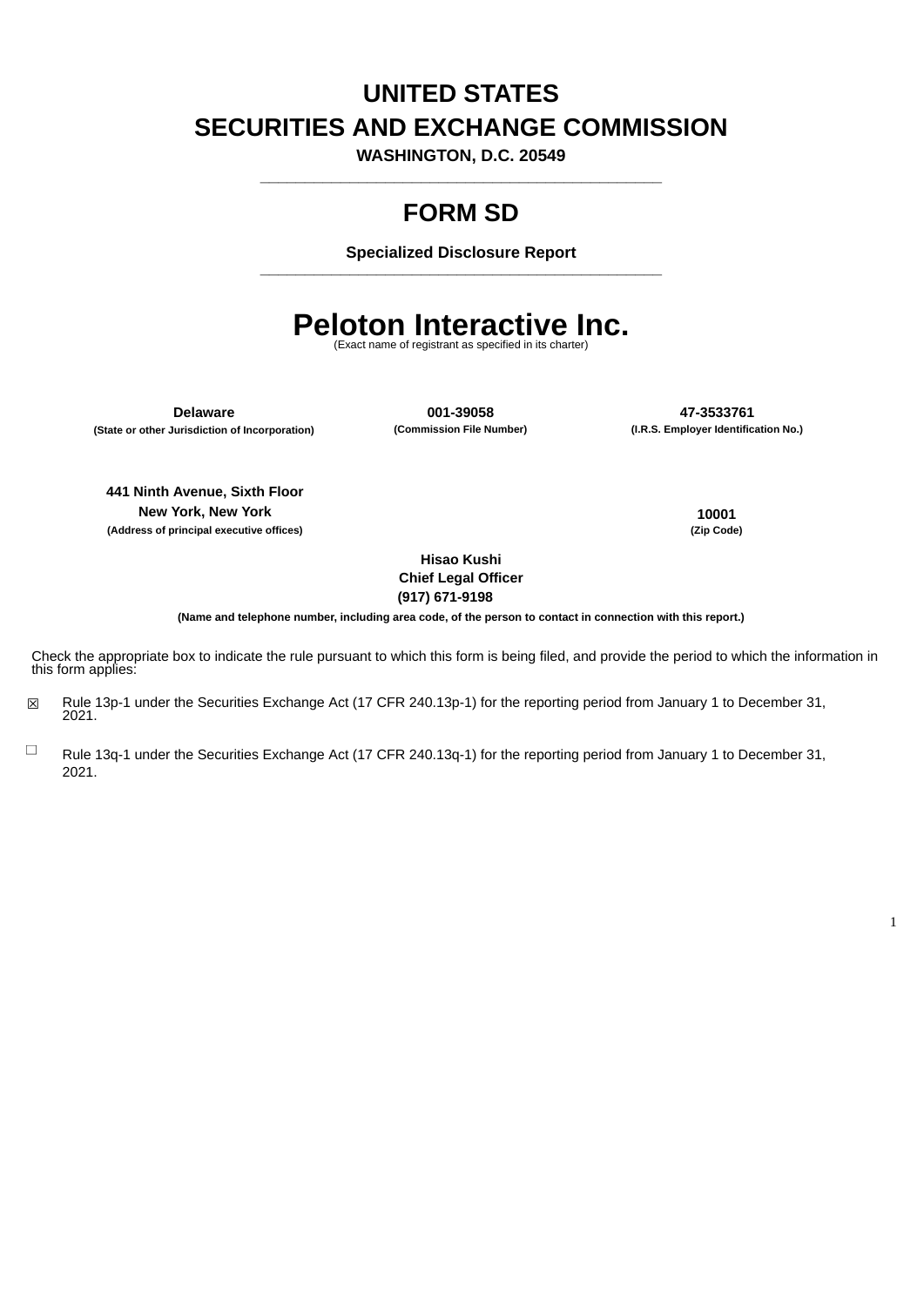# UNITED STATES
# SECURITIES AND EXCHANGE COMMISSION

**WASHINGTON, D.C. 20549**

---

## FORM SD

**Specialized Disclosure Report**

---

# Peloton Interactive Inc.

(Exact name of registrant as specified in its charter)

| Delaware | 001-39058 | 47-3533761 |
|---|---|---|
| (State or other Jurisdiction of Incorporation) | (Commission File Number) | (I.R.S. Employer Identification No.) |

| 441 Ninth Avenue, Sixth Floor<br>New York, New York | 10001 |
|---|---|
| (Address of principal executive offices) | (Zip Code) |

**Hisao Kushi**
**Chief Legal Officer**
**(917) 671-9198**

**(Name and telephone number, including area code, of the person to contact in connection with this report.)**

Check the appropriate box to indicate the rule pursuant to which this form is being filed, and provide the period to which the information in this form applies:

☒ Rule 13p-1 under the Securities Exchange Act (17 CFR 240.13p-1) for the reporting period from January 1 to December 31, 2021.

☐ Rule 13q-1 under the Securities Exchange Act (17 CFR 240.13q-1) for the reporting period from January 1 to December 31, 2021.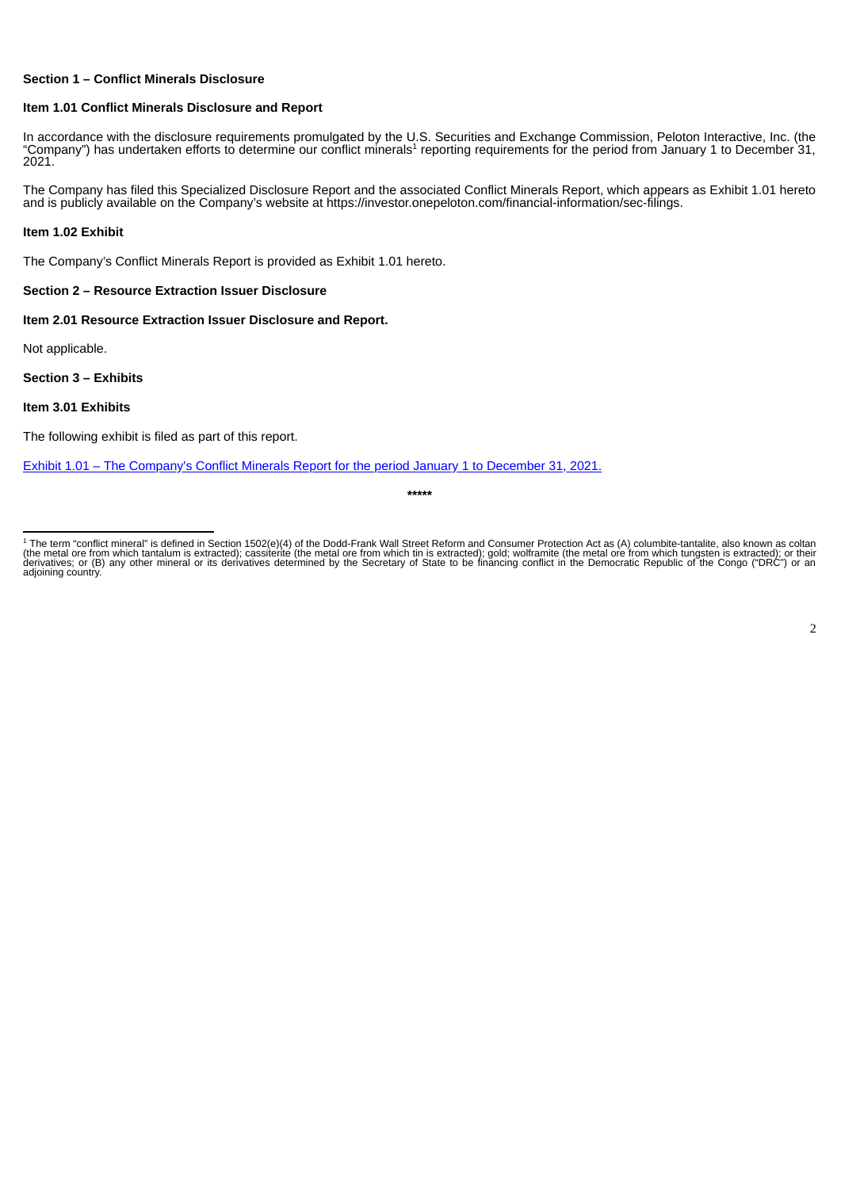**Section 1 – Conflict Minerals Disclosure**

**Item 1.01 Conflict Minerals Disclosure and Report**

In accordance with the disclosure requirements promulgated by the U.S. Securities and Exchange Commission, Peloton Interactive, Inc. (the "Company") has undertaken efforts to determine our conflict minerals[1] reporting requirements for the period from January 1 to December 31, 2021.

The Company has filed this Specialized Disclosure Report and the associated Conflict Minerals Report, which appears as Exhibit 1.01 hereto and is publicly available on the Company's website at https://investor.onepeloton.com/financial-information/sec-filings.

**Item 1.02 Exhibit**

The Company's Conflict Minerals Report is provided as Exhibit 1.01 hereto.

**Section 2 – Resource Extraction Issuer Disclosure**

**Item 2.01 Resource Extraction Issuer Disclosure and Report.**

Not applicable.

**Section 3 – Exhibits**

**Item 3.01 Exhibits**

The following exhibit is filed as part of this report.

Exhibit 1.01 – The Company's Conflict Minerals Report for the period January 1 to December 31, 2021.

**\*\*\*\*\***

---

[1] The term "conflict mineral" is defined in Section 1502(e)(4) of the Dodd-Frank Wall Street Reform and Consumer Protection Act as (A) columbite-tantalite, also known as coltan (the metal ore from which tantalum is extracted); cassiterite (the metal ore from which tin is extracted); gold; wolframite (the metal ore from which tungsten is extracted); or their derivatives; or (B) any other mineral or its derivatives determined by the Secretary of State to be financing conflict in the Democratic Republic of the Congo ("DRC") or an adjoining country.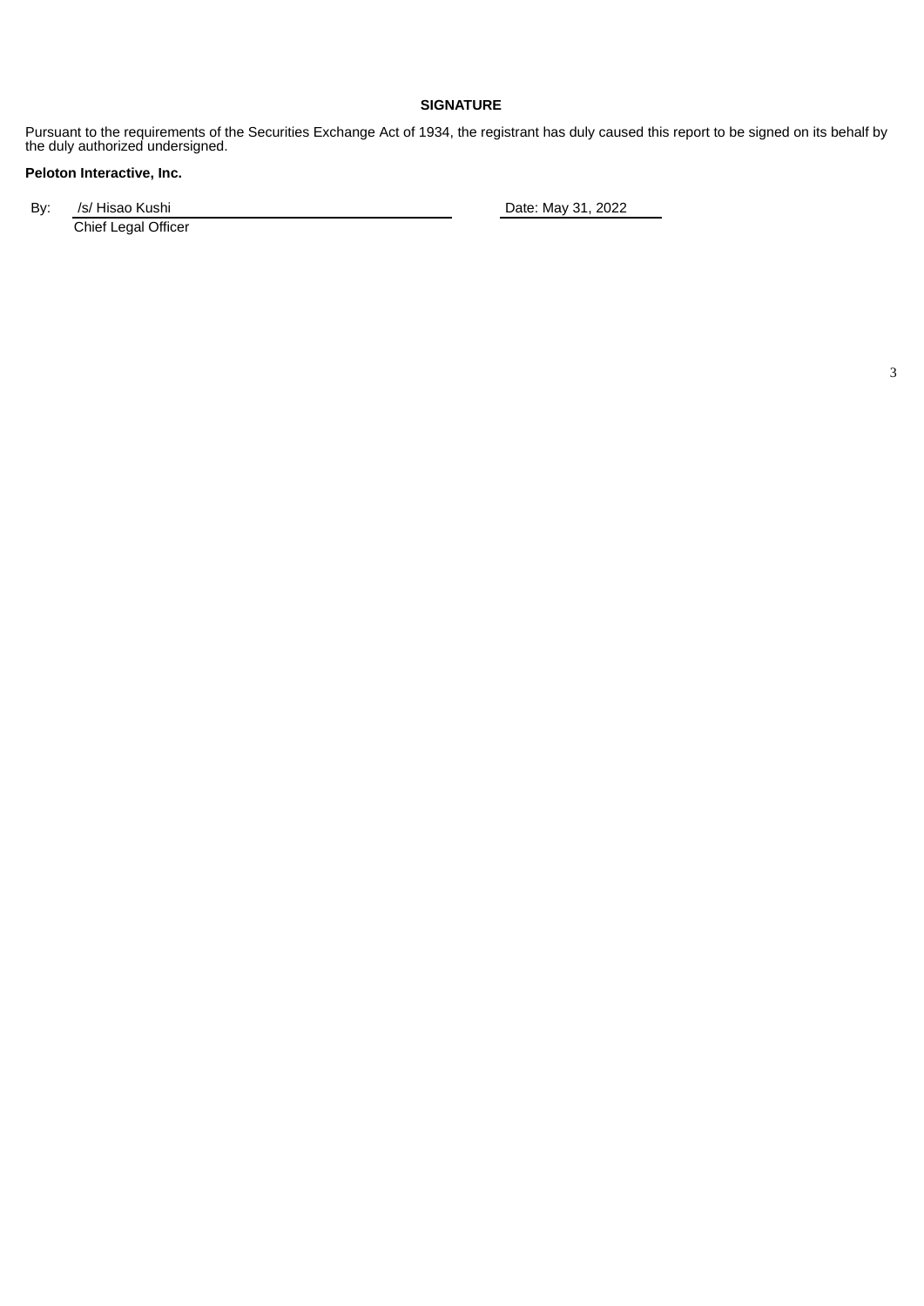**SIGNATURE**

Pursuant to the requirements of the Securities Exchange Act of 1934, the registrant has duly caused this report to be signed on its behalf by the duly authorized undersigned.

**Peloton Interactive, Inc.**

| By: | /s/ Hisao Kushi | Date: May 31, 2022 |
|---|---|---|
| | Chief Legal Officer | |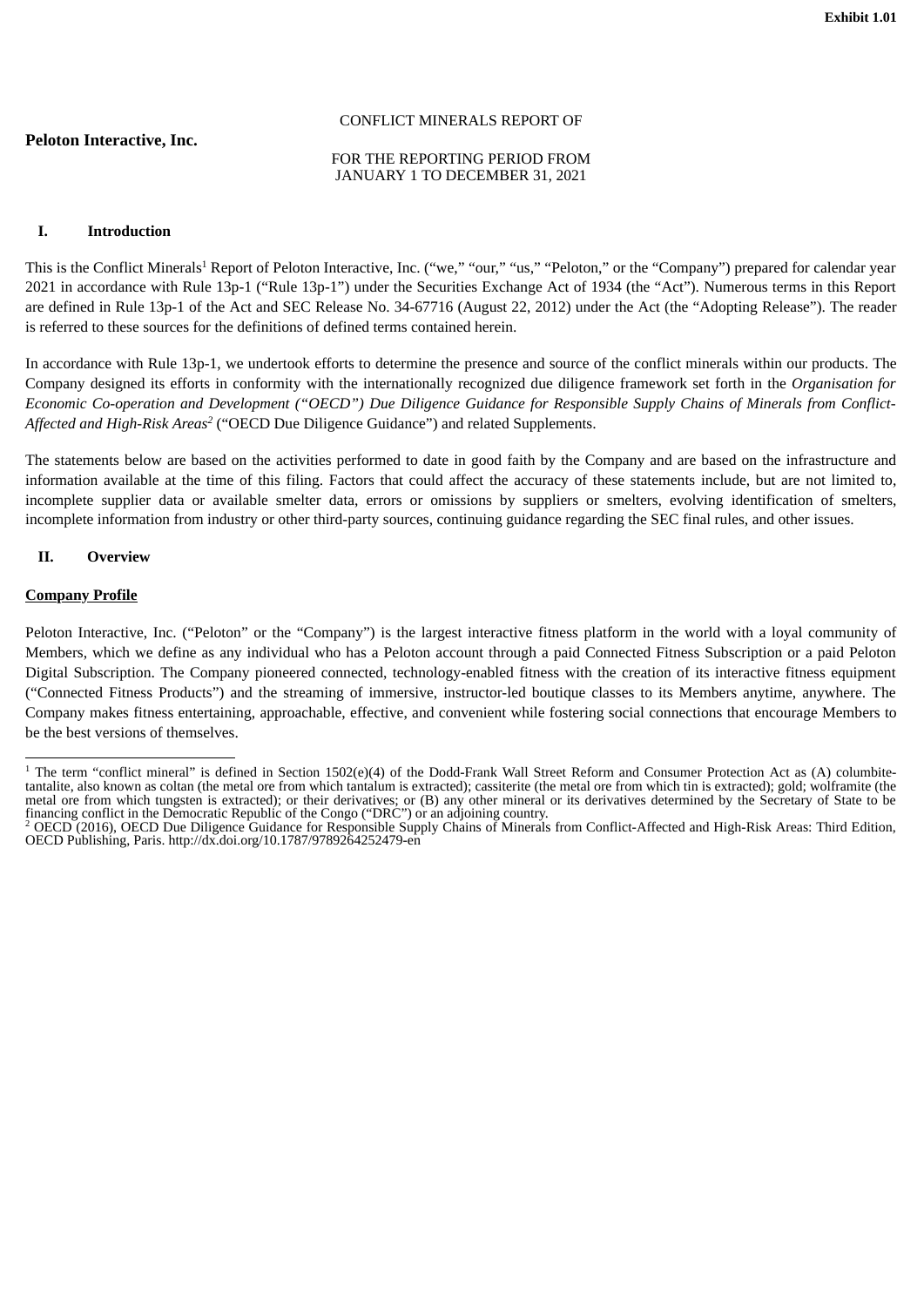**Exhibit 1.01**

**Peloton Interactive, Inc.**

CONFLICT MINERALS REPORT OF

FOR THE REPORTING PERIOD FROM
JANUARY 1 TO DECEMBER 31, 2021

## I. Introduction

This is the Conflict Minerals[1] Report of Peloton Interactive, Inc. ("we," "our," "us," "Peloton," or the "Company") prepared for calendar year 2021 in accordance with Rule 13p-1 ("Rule 13p-1") under the Securities Exchange Act of 1934 (the "Act"). Numerous terms in this Report are defined in Rule 13p-1 of the Act and SEC Release No. 34-67716 (August 22, 2012) under the Act (the "Adopting Release"). The reader is referred to these sources for the definitions of defined terms contained herein.

In accordance with Rule 13p-1, we undertook efforts to determine the presence and source of the conflict minerals within our products. The Company designed its efforts in conformity with the internationally recognized due diligence framework set forth in the *Organisation for Economic Co-operation and Development ("OECD") Due Diligence Guidance for Responsible Supply Chains of Minerals from Conflict-Affected and High-Risk Areas*[2] ("OECD Due Diligence Guidance") and related Supplements.

The statements below are based on the activities performed to date in good faith by the Company and are based on the infrastructure and information available at the time of this filing. Factors that could affect the accuracy of these statements include, but are not limited to, incomplete supplier data or available smelter data, errors or omissions by suppliers or smelters, evolving identification of smelters, incomplete information from industry or other third-party sources, continuing guidance regarding the SEC final rules, and other issues.

## II. Overview

**Company Profile**

Peloton Interactive, Inc. ("Peloton" or the "Company") is the largest interactive fitness platform in the world with a loyal community of Members, which we define as any individual who has a Peloton account through a paid Connected Fitness Subscription or a paid Peloton Digital Subscription. The Company pioneered connected, technology-enabled fitness with the creation of its interactive fitness equipment ("Connected Fitness Products") and the streaming of immersive, instructor-led boutique classes to its Members anytime, anywhere. The Company makes fitness entertaining, approachable, effective, and convenient while fostering social connections that encourage Members to be the best versions of themselves.

---

[1] The term "conflict mineral" is defined in Section 1502(e)(4) of the Dodd-Frank Wall Street Reform and Consumer Protection Act as (A) columbite-tantalite, also known as coltan (the metal ore from which tantalum is extracted); cassiterite (the metal ore from which tin is extracted); gold; wolframite (the metal ore from which tungsten is extracted); or their derivatives; or (B) any other mineral or its derivatives determined by the Secretary of State to be financing conflict in the Democratic Republic of the Congo ("DRC") or an adjoining country.

[2] OECD (2016), OECD Due Diligence Guidance for Responsible Supply Chains of Minerals from Conflict-Affected and High-Risk Areas: Third Edition, OECD Publishing, Paris. http://dx.doi.org/10.1787/9789264252479-en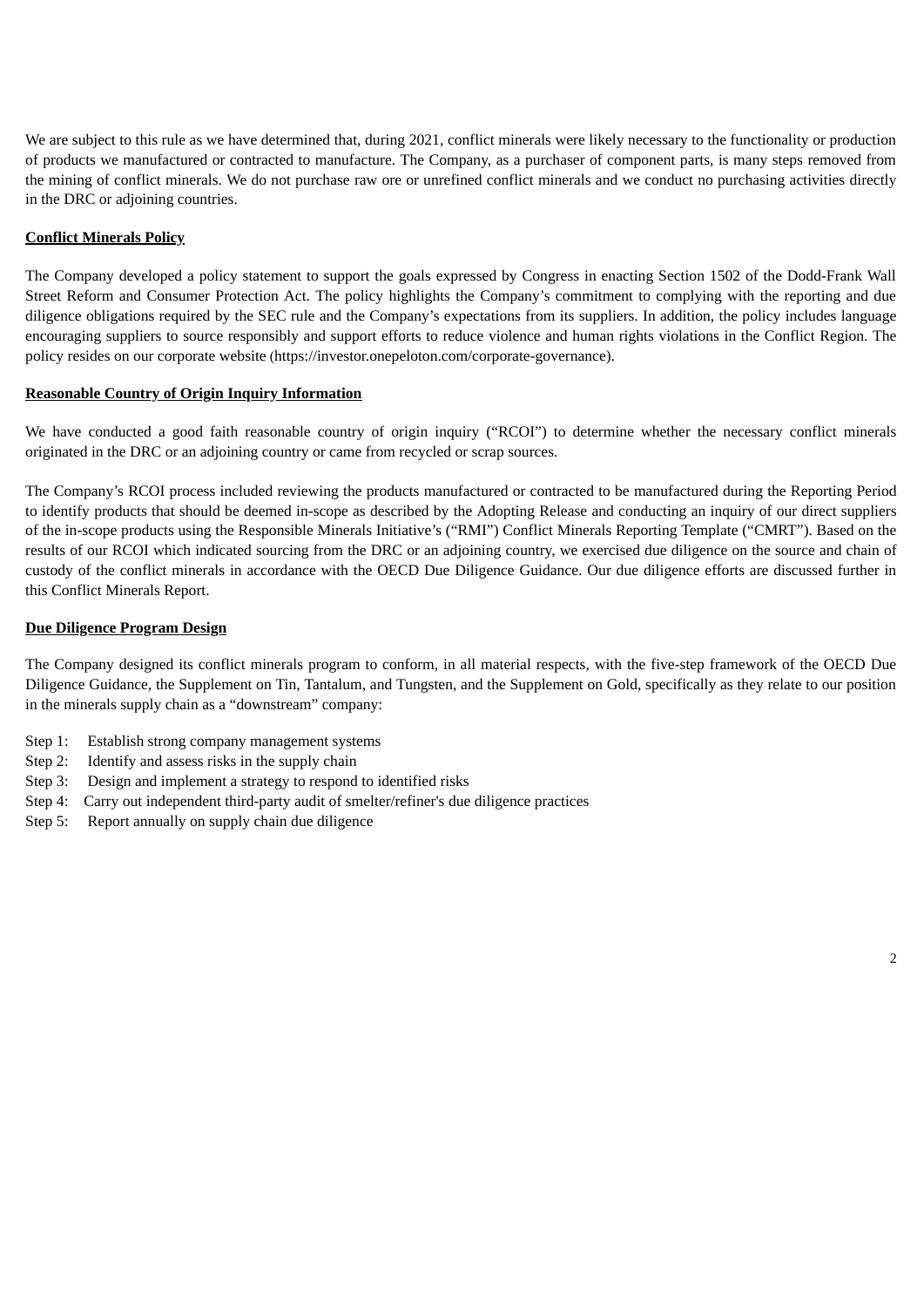We are subject to this rule as we have determined that, during 2021, conflict minerals were likely necessary to the functionality or production of products we manufactured or contracted to manufacture. The Company, as a purchaser of component parts, is many steps removed from the mining of conflict minerals. We do not purchase raw ore or unrefined conflict minerals and we conduct no purchasing activities directly in the DRC or adjoining countries.

**Conflict Minerals Policy**

The Company developed a policy statement to support the goals expressed by Congress in enacting Section 1502 of the Dodd-Frank Wall Street Reform and Consumer Protection Act. The policy highlights the Company's commitment to complying with the reporting and due diligence obligations required by the SEC rule and the Company's expectations from its suppliers. In addition, the policy includes language encouraging suppliers to source responsibly and support efforts to reduce violence and human rights violations in the Conflict Region. The policy resides on our corporate website (https://investor.onepeloton.com/corporate-governance).

**Reasonable Country of Origin Inquiry Information**

We have conducted a good faith reasonable country of origin inquiry ("RCOI") to determine whether the necessary conflict minerals originated in the DRC or an adjoining country or came from recycled or scrap sources.

The Company's RCOI process included reviewing the products manufactured or contracted to be manufactured during the Reporting Period to identify products that should be deemed in-scope as described by the Adopting Release and conducting an inquiry of our direct suppliers of the in-scope products using the Responsible Minerals Initiative's ("RMI") Conflict Minerals Reporting Template ("CMRT"). Based on the results of our RCOI which indicated sourcing from the DRC or an adjoining country, we exercised due diligence on the source and chain of custody of the conflict minerals in accordance with the OECD Due Diligence Guidance. Our due diligence efforts are discussed further in this Conflict Minerals Report.

**Due Diligence Program Design**

The Company designed its conflict minerals program to conform, in all material respects, with the five-step framework of the OECD Due Diligence Guidance, the Supplement on Tin, Tantalum, and Tungsten, and the Supplement on Gold, specifically as they relate to our position in the minerals supply chain as a "downstream" company:

- Step 1: Establish strong company management systems
- Step 2: Identify and assess risks in the supply chain
- Step 3: Design and implement a strategy to respond to identified risks
- Step 4: Carry out independent third-party audit of smelter/refiner's due diligence practices
- Step 5: Report annually on supply chain due diligence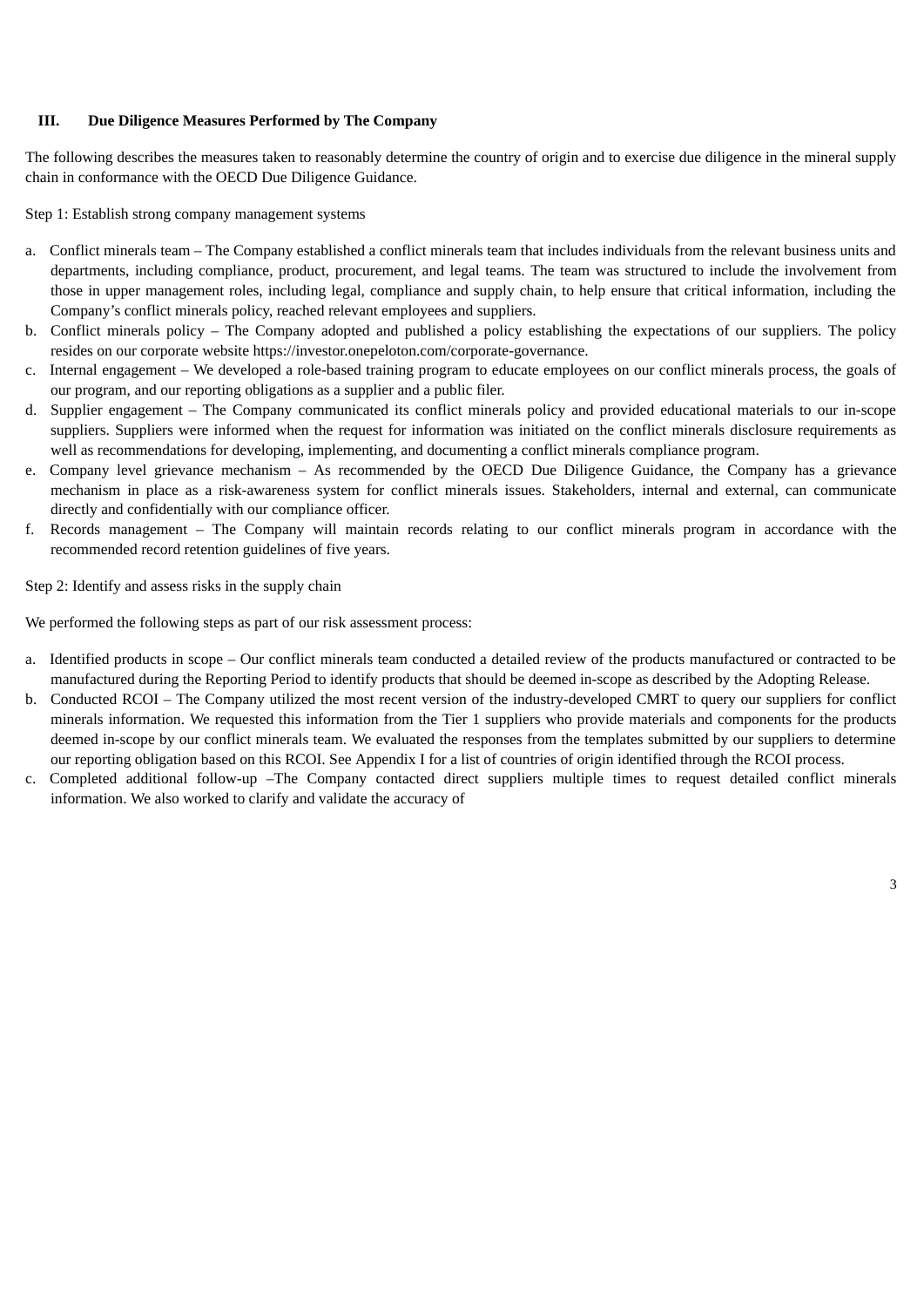## III. Due Diligence Measures Performed by The Company

The following describes the measures taken to reasonably determine the country of origin and to exercise due diligence in the mineral supply chain in conformance with the OECD Due Diligence Guidance.

Step 1: Establish strong company management systems

a. Conflict minerals team – The Company established a conflict minerals team that includes individuals from the relevant business units and departments, including compliance, product, procurement, and legal teams. The team was structured to include the involvement from those in upper management roles, including legal, compliance and supply chain, to help ensure that critical information, including the Company's conflict minerals policy, reached relevant employees and suppliers.
b. Conflict minerals policy – The Company adopted and published a policy establishing the expectations of our suppliers. The policy resides on our corporate website https://investor.onepeloton.com/corporate-governance.
c. Internal engagement – We developed a role-based training program to educate employees on our conflict minerals process, the goals of our program, and our reporting obligations as a supplier and a public filer.
d. Supplier engagement – The Company communicated its conflict minerals policy and provided educational materials to our in-scope suppliers. Suppliers were informed when the request for information was initiated on the conflict minerals disclosure requirements as well as recommendations for developing, implementing, and documenting a conflict minerals compliance program.
e. Company level grievance mechanism – As recommended by the OECD Due Diligence Guidance, the Company has a grievance mechanism in place as a risk-awareness system for conflict minerals issues. Stakeholders, internal and external, can communicate directly and confidentially with our compliance officer.
f. Records management – The Company will maintain records relating to our conflict minerals program in accordance with the recommended record retention guidelines of five years.

Step 2: Identify and assess risks in the supply chain

We performed the following steps as part of our risk assessment process:

a. Identified products in scope – Our conflict minerals team conducted a detailed review of the products manufactured or contracted to be manufactured during the Reporting Period to identify products that should be deemed in-scope as described by the Adopting Release.
b. Conducted RCOI – The Company utilized the most recent version of the industry-developed CMRT to query our suppliers for conflict minerals information. We requested this information from the Tier 1 suppliers who provide materials and components for the products deemed in-scope by our conflict minerals team. We evaluated the responses from the templates submitted by our suppliers to determine our reporting obligation based on this RCOI. See Appendix I for a list of countries of origin identified through the RCOI process.
c. Completed additional follow-up –The Company contacted direct suppliers multiple times to request detailed conflict minerals information. We also worked to clarify and validate the accuracy of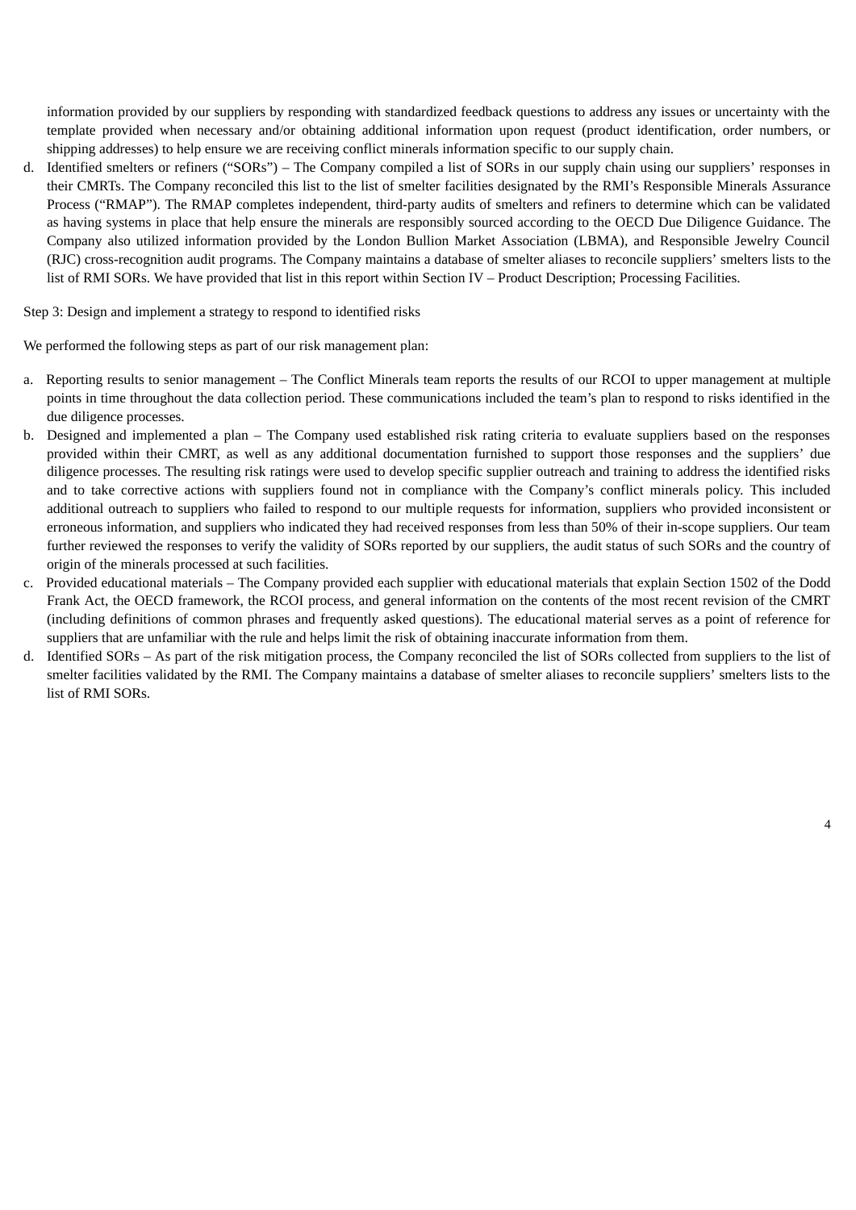information provided by our suppliers by responding with standardized feedback questions to address any issues or uncertainty with the template provided when necessary and/or obtaining additional information upon request (product identification, order numbers, or shipping addresses) to help ensure we are receiving conflict minerals information specific to our supply chain.

d. Identified smelters or refiners ("SORs") – The Company compiled a list of SORs in our supply chain using our suppliers' responses in their CMRTs. The Company reconciled this list to the list of smelter facilities designated by the RMI's Responsible Minerals Assurance Process ("RMAP"). The RMAP completes independent, third-party audits of smelters and refiners to determine which can be validated as having systems in place that help ensure the minerals are responsibly sourced according to the OECD Due Diligence Guidance. The Company also utilized information provided by the London Bullion Market Association (LBMA), and Responsible Jewelry Council (RJC) cross-recognition audit programs. The Company maintains a database of smelter aliases to reconcile suppliers' smelters lists to the list of RMI SORs. We have provided that list in this report within Section IV – Product Description; Processing Facilities.

Step 3: Design and implement a strategy to respond to identified risks

We performed the following steps as part of our risk management plan:

a. Reporting results to senior management – The Conflict Minerals team reports the results of our RCOI to upper management at multiple points in time throughout the data collection period. These communications included the team's plan to respond to risks identified in the due diligence processes.
b. Designed and implemented a plan – The Company used established risk rating criteria to evaluate suppliers based on the responses provided within their CMRT, as well as any additional documentation furnished to support those responses and the suppliers' due diligence processes. The resulting risk ratings were used to develop specific supplier outreach and training to address the identified risks and to take corrective actions with suppliers found not in compliance with the Company's conflict minerals policy. This included additional outreach to suppliers who failed to respond to our multiple requests for information, suppliers who provided inconsistent or erroneous information, and suppliers who indicated they had received responses from less than 50% of their in-scope suppliers. Our team further reviewed the responses to verify the validity of SORs reported by our suppliers, the audit status of such SORs and the country of origin of the minerals processed at such facilities.
c. Provided educational materials – The Company provided each supplier with educational materials that explain Section 1502 of the Dodd Frank Act, the OECD framework, the RCOI process, and general information on the contents of the most recent revision of the CMRT (including definitions of common phrases and frequently asked questions). The educational material serves as a point of reference for suppliers that are unfamiliar with the rule and helps limit the risk of obtaining inaccurate information from them.
d. Identified SORs – As part of the risk mitigation process, the Company reconciled the list of SORs collected from suppliers to the list of smelter facilities validated by the RMI. The Company maintains a database of smelter aliases to reconcile suppliers' smelters lists to the list of RMI SORs.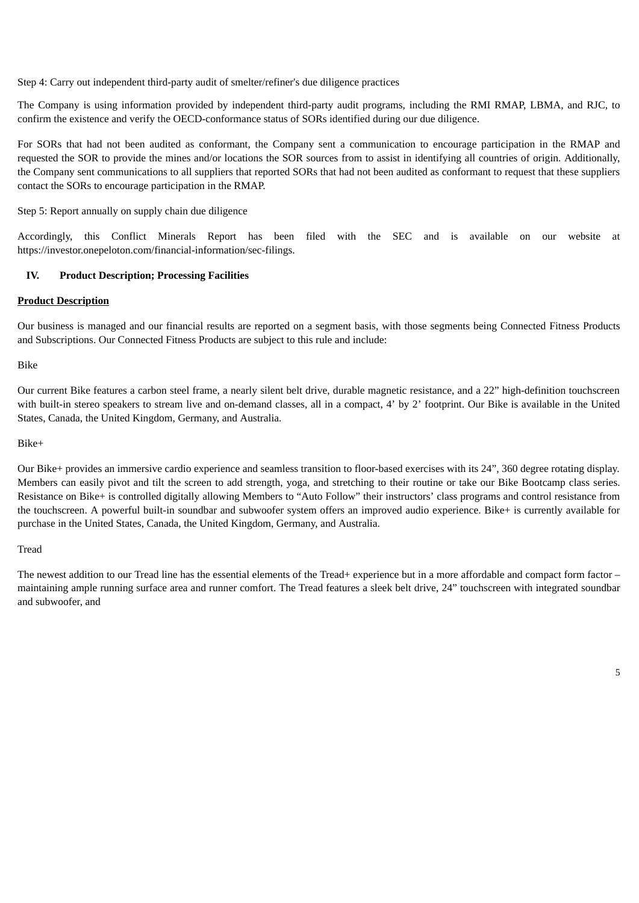Step 4: Carry out independent third-party audit of smelter/refiner's due diligence practices

The Company is using information provided by independent third-party audit programs, including the RMI RMAP, LBMA, and RJC, to confirm the existence and verify the OECD-conformance status of SORs identified during our due diligence.

For SORs that had not been audited as conformant, the Company sent a communication to encourage participation in the RMAP and requested the SOR to provide the mines and/or locations the SOR sources from to assist in identifying all countries of origin. Additionally, the Company sent communications to all suppliers that reported SORs that had not been audited as conformant to request that these suppliers contact the SORs to encourage participation in the RMAP.

Step 5: Report annually on supply chain due diligence

Accordingly, this Conflict Minerals Report has been filed with the SEC and is available on our website at https://investor.onepeloton.com/financial-information/sec-filings.

## IV. Product Description; Processing Facilities

**<u>Product Description</u>**

Our business is managed and our financial results are reported on a segment basis, with those segments being Connected Fitness Products and Subscriptions. Our Connected Fitness Products are subject to this rule and include:

Bike

Our current Bike features a carbon steel frame, a nearly silent belt drive, durable magnetic resistance, and a 22" high-definition touchscreen with built-in stereo speakers to stream live and on-demand classes, all in a compact, 4' by 2' footprint. Our Bike is available in the United States, Canada, the United Kingdom, Germany, and Australia.

Bike+

Our Bike+ provides an immersive cardio experience and seamless transition to floor-based exercises with its 24", 360 degree rotating display. Members can easily pivot and tilt the screen to add strength, yoga, and stretching to their routine or take our Bike Bootcamp class series. Resistance on Bike+ is controlled digitally allowing Members to "Auto Follow" their instructors' class programs and control resistance from the touchscreen. A powerful built-in soundbar and subwoofer system offers an improved audio experience. Bike+ is currently available for purchase in the United States, Canada, the United Kingdom, Germany, and Australia.

Tread

The newest addition to our Tread line has the essential elements of the Tread+ experience but in a more affordable and compact form factor – maintaining ample running surface area and runner comfort. The Tread features a sleek belt drive, 24" touchscreen with integrated soundbar and subwoofer, and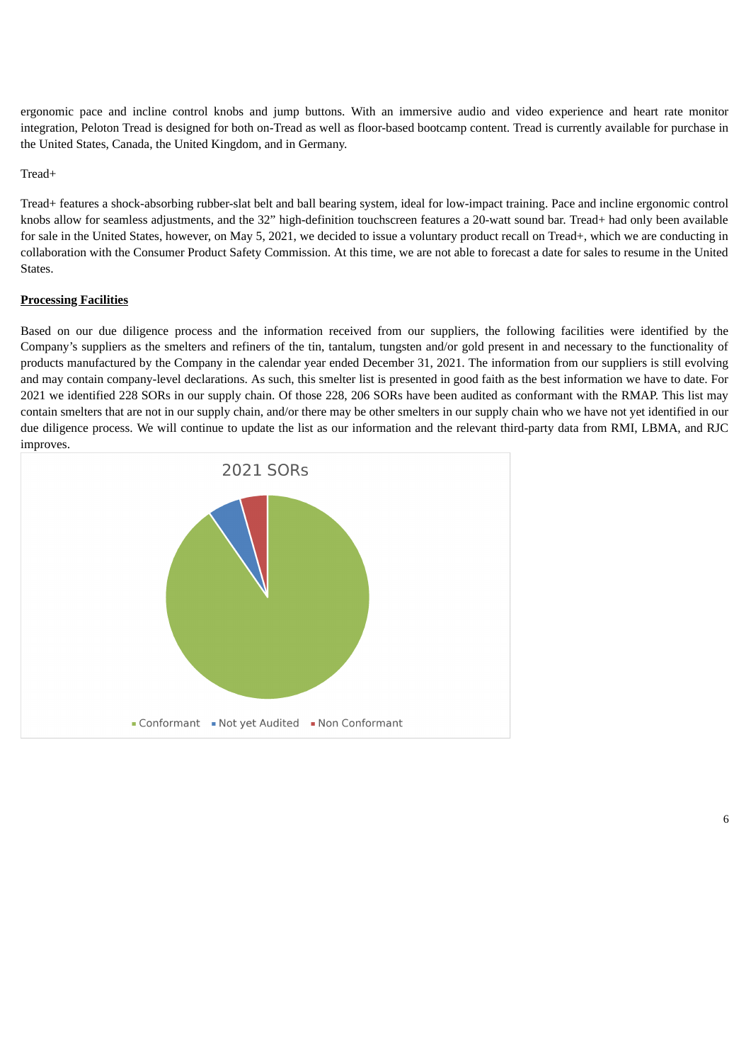ergonomic pace and incline control knobs and jump buttons. With an immersive audio and video experience and heart rate monitor integration, Peloton Tread is designed for both on-Tread as well as floor-based bootcamp content. Tread is currently available for purchase in the United States, Canada, the United Kingdom, and in Germany.

Tread+

Tread+ features a shock-absorbing rubber-slat belt and ball bearing system, ideal for low-impact training. Pace and incline ergonomic control knobs allow for seamless adjustments, and the 32" high-definition touchscreen features a 20-watt sound bar. Tread+ had only been available for sale in the United States, however, on May 5, 2021, we decided to issue a voluntary product recall on Tread+, which we are conducting in collaboration with the Consumer Product Safety Commission. At this time, we are not able to forecast a date for sales to resume in the United States.

**Processing Facilities**

Based on our due diligence process and the information received from our suppliers, the following facilities were identified by the Company's suppliers as the smelters and refiners of the tin, tantalum, tungsten and/or gold present in and necessary to the functionality of products manufactured by the Company in the calendar year ended December 31, 2021. The information from our suppliers is still evolving and may contain company-level declarations. As such, this smelter list is presented in good faith as the best information we have to date. For 2021 we identified 228 SORs in our supply chain. Of those 228, 206 SORs have been audited as conformant with the RMAP. This list may contain smelters that are not in our supply chain, and/or there may be other smelters in our supply chain who we have not yet identified in our due diligence process. We will continue to update the list as our information and the relevant third-party data from RMI, LBMA, and RJC improves.

2021 SORs

Conformant · Not yet Audited · Non Conformant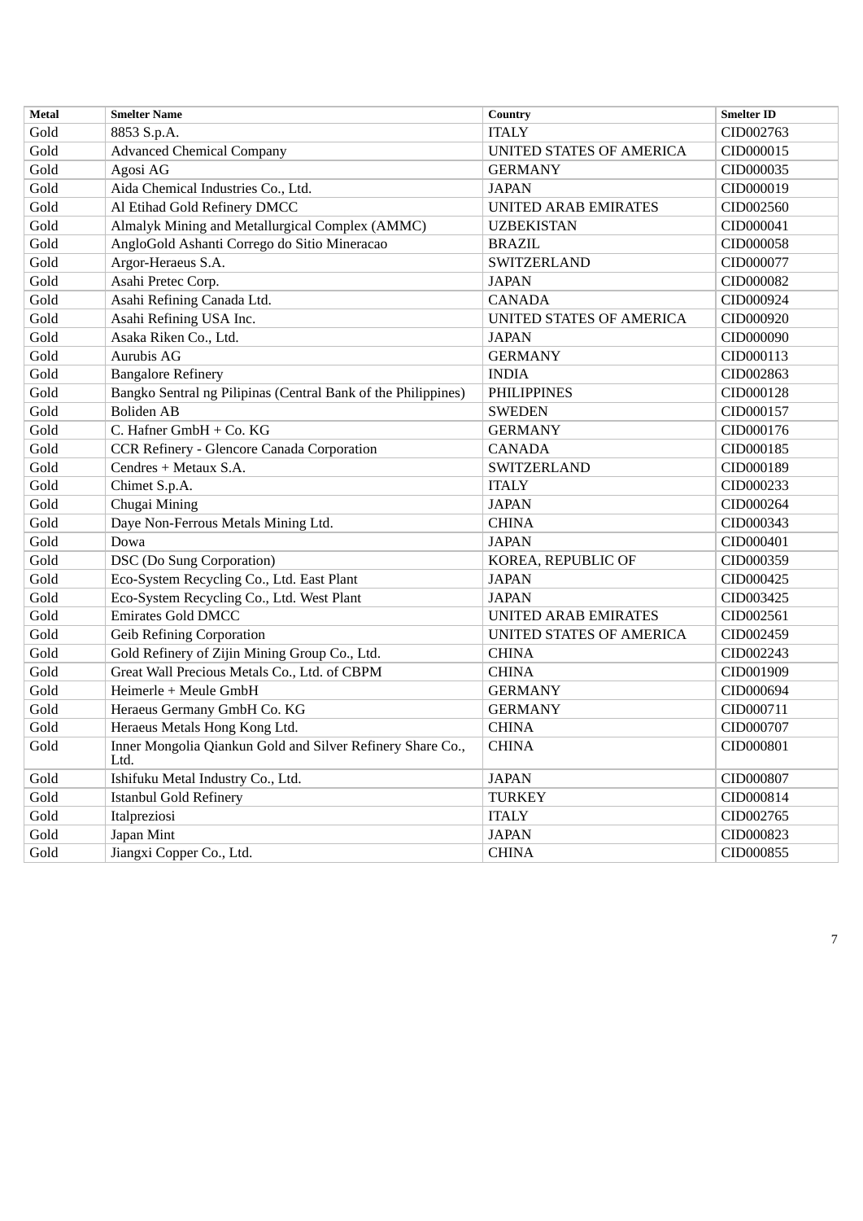| Metal | Smelter Name | Country | Smelter ID |
|---|---|---|---|
| Gold | 8853 S.p.A. | ITALY | CID002763 |
| Gold | Advanced Chemical Company | UNITED STATES OF AMERICA | CID000015 |
| Gold | Agosi AG | GERMANY | CID000035 |
| Gold | Aida Chemical Industries Co., Ltd. | JAPAN | CID000019 |
| Gold | Al Etihad Gold Refinery DMCC | UNITED ARAB EMIRATES | CID002560 |
| Gold | Almalyk Mining and Metallurgical Complex (AMMC) | UZBEKISTAN | CID000041 |
| Gold | AngloGold Ashanti Corrego do Sitio Mineracao | BRAZIL | CID000058 |
| Gold | Argor-Heraeus S.A. | SWITZERLAND | CID000077 |
| Gold | Asahi Pretec Corp. | JAPAN | CID000082 |
| Gold | Asahi Refining Canada Ltd. | CANADA | CID000924 |
| Gold | Asahi Refining USA Inc. | UNITED STATES OF AMERICA | CID000920 |
| Gold | Asaka Riken Co., Ltd. | JAPAN | CID000090 |
| Gold | Aurubis AG | GERMANY | CID000113 |
| Gold | Bangalore Refinery | INDIA | CID002863 |
| Gold | Bangko Sentral ng Pilipinas (Central Bank of the Philippines) | PHILIPPINES | CID000128 |
| Gold | Boliden AB | SWEDEN | CID000157 |
| Gold | C. Hafner GmbH + Co. KG | GERMANY | CID000176 |
| Gold | CCR Refinery - Glencore Canada Corporation | CANADA | CID000185 |
| Gold | Cendres + Metaux S.A. | SWITZERLAND | CID000189 |
| Gold | Chimet S.p.A. | ITALY | CID000233 |
| Gold | Chugai Mining | JAPAN | CID000264 |
| Gold | Daye Non-Ferrous Metals Mining Ltd. | CHINA | CID000343 |
| Gold | Dowa | JAPAN | CID000401 |
| Gold | DSC (Do Sung Corporation) | KOREA, REPUBLIC OF | CID000359 |
| Gold | Eco-System Recycling Co., Ltd. East Plant | JAPAN | CID000425 |
| Gold | Eco-System Recycling Co., Ltd. West Plant | JAPAN | CID003425 |
| Gold | Emirates Gold DMCC | UNITED ARAB EMIRATES | CID002561 |
| Gold | Geib Refining Corporation | UNITED STATES OF AMERICA | CID002459 |
| Gold | Gold Refinery of Zijin Mining Group Co., Ltd. | CHINA | CID002243 |
| Gold | Great Wall Precious Metals Co., Ltd. of CBPM | CHINA | CID001909 |
| Gold | Heimerle + Meule GmbH | GERMANY | CID000694 |
| Gold | Heraeus Germany GmbH Co. KG | GERMANY | CID000711 |
| Gold | Heraeus Metals Hong Kong Ltd. | CHINA | CID000707 |
| Gold | Inner Mongolia Qiankun Gold and Silver Refinery Share Co., Ltd. | CHINA | CID000801 |
| Gold | Ishifuku Metal Industry Co., Ltd. | JAPAN | CID000807 |
| Gold | Istanbul Gold Refinery | TURKEY | CID000814 |
| Gold | Italpreziosi | ITALY | CID002765 |
| Gold | Japan Mint | JAPAN | CID000823 |
| Gold | Jiangxi Copper Co., Ltd. | CHINA | CID000855 |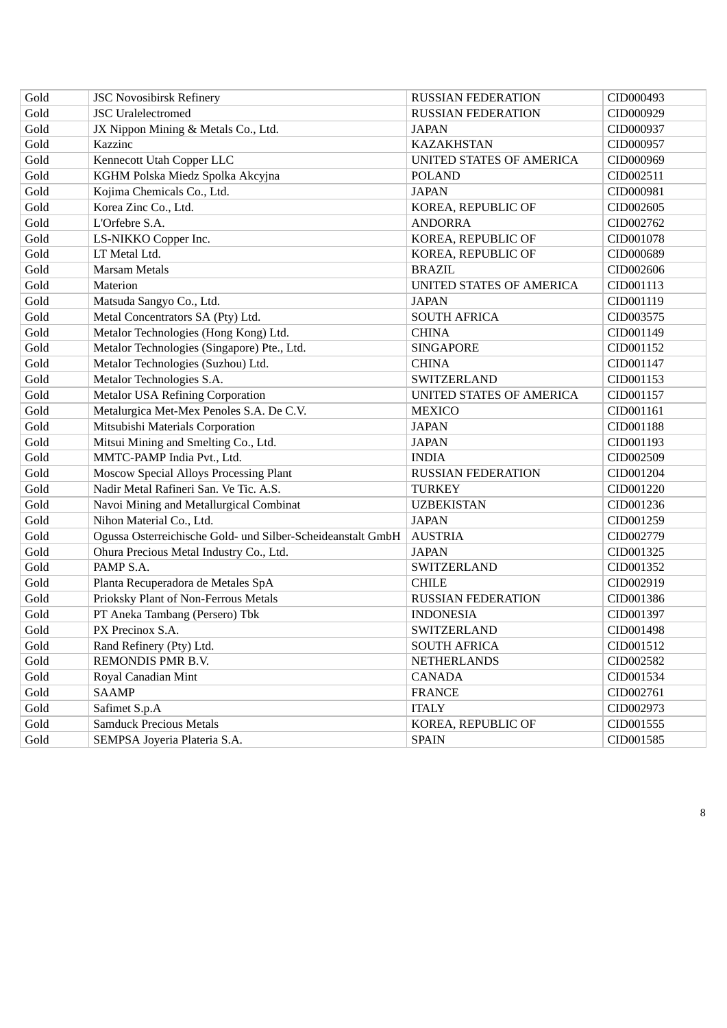| Gold | JSC Novosibirsk Refinery | RUSSIAN FEDERATION | CID000493 |
|---|---|---|---|
| Gold | JSC Uralelectromed | RUSSIAN FEDERATION | CID000929 |
| Gold | JX Nippon Mining & Metals Co., Ltd. | JAPAN | CID000937 |
| Gold | Kazzinc | KAZAKHSTAN | CID000957 |
| Gold | Kennecott Utah Copper LLC | UNITED STATES OF AMERICA | CID000969 |
| Gold | KGHM Polska Miedz Spolka Akcyjna | POLAND | CID002511 |
| Gold | Kojima Chemicals Co., Ltd. | JAPAN | CID000981 |
| Gold | Korea Zinc Co., Ltd. | KOREA, REPUBLIC OF | CID002605 |
| Gold | L'Orfebre S.A. | ANDORRA | CID002762 |
| Gold | LS-NIKKO Copper Inc. | KOREA, REPUBLIC OF | CID001078 |
| Gold | LT Metal Ltd. | KOREA, REPUBLIC OF | CID000689 |
| Gold | Marsam Metals | BRAZIL | CID002606 |
| Gold | Materion | UNITED STATES OF AMERICA | CID001113 |
| Gold | Matsuda Sangyo Co., Ltd. | JAPAN | CID001119 |
| Gold | Metal Concentrators SA (Pty) Ltd. | SOUTH AFRICA | CID003575 |
| Gold | Metalor Technologies (Hong Kong) Ltd. | CHINA | CID001149 |
| Gold | Metalor Technologies (Singapore) Pte., Ltd. | SINGAPORE | CID001152 |
| Gold | Metalor Technologies (Suzhou) Ltd. | CHINA | CID001147 |
| Gold | Metalor Technologies S.A. | SWITZERLAND | CID001153 |
| Gold | Metalor USA Refining Corporation | UNITED STATES OF AMERICA | CID001157 |
| Gold | Metalurgica Met-Mex Penoles S.A. De C.V. | MEXICO | CID001161 |
| Gold | Mitsubishi Materials Corporation | JAPAN | CID001188 |
| Gold | Mitsui Mining and Smelting Co., Ltd. | JAPAN | CID001193 |
| Gold | MMTC-PAMP India Pvt., Ltd. | INDIA | CID002509 |
| Gold | Moscow Special Alloys Processing Plant | RUSSIAN FEDERATION | CID001204 |
| Gold | Nadir Metal Rafineri San. Ve Tic. A.S. | TURKEY | CID001220 |
| Gold | Navoi Mining and Metallurgical Combinat | UZBEKISTAN | CID001236 |
| Gold | Nihon Material Co., Ltd. | JAPAN | CID001259 |
| Gold | Ogussa Osterreichische Gold- und Silber-Scheideanstalt GmbH | AUSTRIA | CID002779 |
| Gold | Ohura Precious Metal Industry Co., Ltd. | JAPAN | CID001325 |
| Gold | PAMP S.A. | SWITZERLAND | CID001352 |
| Gold | Planta Recuperadora de Metales SpA | CHILE | CID002919 |
| Gold | Prioksky Plant of Non-Ferrous Metals | RUSSIAN FEDERATION | CID001386 |
| Gold | PT Aneka Tambang (Persero) Tbk | INDONESIA | CID001397 |
| Gold | PX Precinox S.A. | SWITZERLAND | CID001498 |
| Gold | Rand Refinery (Pty) Ltd. | SOUTH AFRICA | CID001512 |
| Gold | REMONDIS PMR B.V. | NETHERLANDS | CID002582 |
| Gold | Royal Canadian Mint | CANADA | CID001534 |
| Gold | SAAMP | FRANCE | CID002761 |
| Gold | Safimet S.p.A | ITALY | CID002973 |
| Gold | Samduck Precious Metals | KOREA, REPUBLIC OF | CID001555 |
| Gold | SEMPSA Joyeria Plateria S.A. | SPAIN | CID001585 |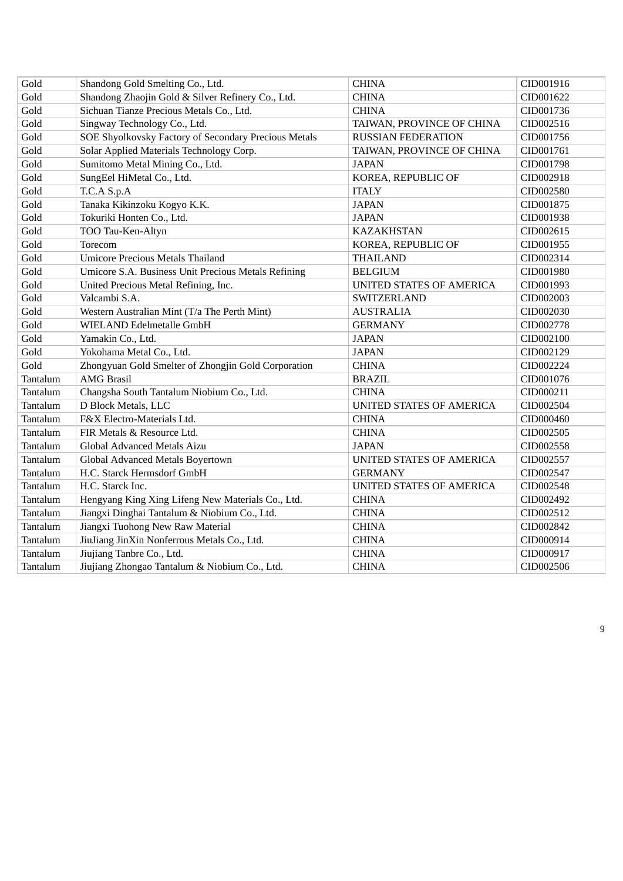| Gold | Shandong Gold Smelting Co., Ltd. | CHINA | CID001916 |
|---|---|---|---|
| Gold | Shandong Zhaojin Gold & Silver Refinery Co., Ltd. | CHINA | CID001622 |
| Gold | Sichuan Tianze Precious Metals Co., Ltd. | CHINA | CID001736 |
| Gold | Singway Technology Co., Ltd. | TAIWAN, PROVINCE OF CHINA | CID002516 |
| Gold | SOE Shyolkovsky Factory of Secondary Precious Metals | RUSSIAN FEDERATION | CID001756 |
| Gold | Solar Applied Materials Technology Corp. | TAIWAN, PROVINCE OF CHINA | CID001761 |
| Gold | Sumitomo Metal Mining Co., Ltd. | JAPAN | CID001798 |
| Gold | SungEel HiMetal Co., Ltd. | KOREA, REPUBLIC OF | CID002918 |
| Gold | T.C.A S.p.A | ITALY | CID002580 |
| Gold | Tanaka Kikinzoku Kogyo K.K. | JAPAN | CID001875 |
| Gold | Tokuriki Honten Co., Ltd. | JAPAN | CID001938 |
| Gold | TOO Tau-Ken-Altyn | KAZAKHSTAN | CID002615 |
| Gold | Torecom | KOREA, REPUBLIC OF | CID001955 |
| Gold | Umicore Precious Metals Thailand | THAILAND | CID002314 |
| Gold | Umicore S.A. Business Unit Precious Metals Refining | BELGIUM | CID001980 |
| Gold | United Precious Metal Refining, Inc. | UNITED STATES OF AMERICA | CID001993 |
| Gold | Valcambi S.A. | SWITZERLAND | CID002003 |
| Gold | Western Australian Mint (T/a The Perth Mint) | AUSTRALIA | CID002030 |
| Gold | WIELAND Edelmetalle GmbH | GERMANY | CID002778 |
| Gold | Yamakin Co., Ltd. | JAPAN | CID002100 |
| Gold | Yokohama Metal Co., Ltd. | JAPAN | CID002129 |
| Gold | Zhongyuan Gold Smelter of Zhongjin Gold Corporation | CHINA | CID002224 |
| Tantalum | AMG Brasil | BRAZIL | CID001076 |
| Tantalum | Changsha South Tantalum Niobium Co., Ltd. | CHINA | CID000211 |
| Tantalum | D Block Metals, LLC | UNITED STATES OF AMERICA | CID002504 |
| Tantalum | F&X Electro-Materials Ltd. | CHINA | CID000460 |
| Tantalum | FIR Metals & Resource Ltd. | CHINA | CID002505 |
| Tantalum | Global Advanced Metals Aizu | JAPAN | CID002558 |
| Tantalum | Global Advanced Metals Boyertown | UNITED STATES OF AMERICA | CID002557 |
| Tantalum | H.C. Starck Hermsdorf GmbH | GERMANY | CID002547 |
| Tantalum | H.C. Starck Inc. | UNITED STATES OF AMERICA | CID002548 |
| Tantalum | Hengyang King Xing Lifeng New Materials Co., Ltd. | CHINA | CID002492 |
| Tantalum | Jiangxi Dinghai Tantalum & Niobium Co., Ltd. | CHINA | CID002512 |
| Tantalum | Jiangxi Tuohong New Raw Material | CHINA | CID002842 |
| Tantalum | JiuJiang JinXin Nonferrous Metals Co., Ltd. | CHINA | CID000914 |
| Tantalum | Jiujiang Tanbre Co., Ltd. | CHINA | CID000917 |
| Tantalum | Jiujiang Zhongao Tantalum & Niobium Co., Ltd. | CHINA | CID002506 |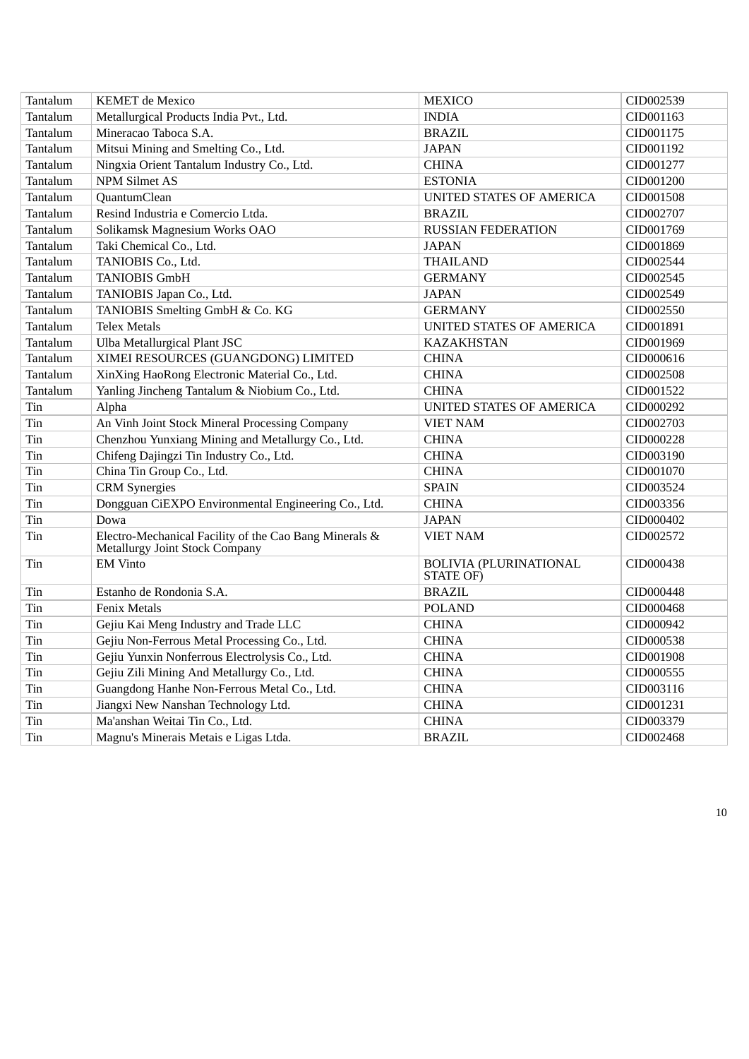| Tantalum | KEMET de Mexico | MEXICO | CID002539 |
|---|---|---|---|
| Tantalum | Metallurgical Products India Pvt., Ltd. | INDIA | CID001163 |
| Tantalum | Mineracao Taboca S.A. | BRAZIL | CID001175 |
| Tantalum | Mitsui Mining and Smelting Co., Ltd. | JAPAN | CID001192 |
| Tantalum | Ningxia Orient Tantalum Industry Co., Ltd. | CHINA | CID001277 |
| Tantalum | NPM Silmet AS | ESTONIA | CID001200 |
| Tantalum | QuantumClean | UNITED STATES OF AMERICA | CID001508 |
| Tantalum | Resind Industria e Comercio Ltda. | BRAZIL | CID002707 |
| Tantalum | Solikamsk Magnesium Works OAO | RUSSIAN FEDERATION | CID001769 |
| Tantalum | Taki Chemical Co., Ltd. | JAPAN | CID001869 |
| Tantalum | TANIOBIS Co., Ltd. | THAILAND | CID002544 |
| Tantalum | TANIOBIS GmbH | GERMANY | CID002545 |
| Tantalum | TANIOBIS Japan Co., Ltd. | JAPAN | CID002549 |
| Tantalum | TANIOBIS Smelting GmbH & Co. KG | GERMANY | CID002550 |
| Tantalum | Telex Metals | UNITED STATES OF AMERICA | CID001891 |
| Tantalum | Ulba Metallurgical Plant JSC | KAZAKHSTAN | CID001969 |
| Tantalum | XIMEI RESOURCES (GUANGDONG) LIMITED | CHINA | CID000616 |
| Tantalum | XinXing HaoRong Electronic Material Co., Ltd. | CHINA | CID002508 |
| Tantalum | Yanling Jincheng Tantalum & Niobium Co., Ltd. | CHINA | CID001522 |
| Tin | Alpha | UNITED STATES OF AMERICA | CID000292 |
| Tin | An Vinh Joint Stock Mineral Processing Company | VIET NAM | CID002703 |
| Tin | Chenzhou Yunxiang Mining and Metallurgy Co., Ltd. | CHINA | CID000228 |
| Tin | Chifeng Dajingzi Tin Industry Co., Ltd. | CHINA | CID003190 |
| Tin | China Tin Group Co., Ltd. | CHINA | CID001070 |
| Tin | CRM Synergies | SPAIN | CID003524 |
| Tin | Dongguan CiEXPO Environmental Engineering Co., Ltd. | CHINA | CID003356 |
| Tin | Dowa | JAPAN | CID000402 |
| Tin | Electro-Mechanical Facility of the Cao Bang Minerals & Metallurgy Joint Stock Company | VIET NAM | CID002572 |
| Tin | EM Vinto | BOLIVIA (PLURINATIONAL STATE OF) | CID000438 |
| Tin | Estanho de Rondonia S.A. | BRAZIL | CID000448 |
| Tin | Fenix Metals | POLAND | CID000468 |
| Tin | Gejiu Kai Meng Industry and Trade LLC | CHINA | CID000942 |
| Tin | Gejiu Non-Ferrous Metal Processing Co., Ltd. | CHINA | CID000538 |
| Tin | Gejiu Yunxin Nonferrous Electrolysis Co., Ltd. | CHINA | CID001908 |
| Tin | Gejiu Zili Mining And Metallurgy Co., Ltd. | CHINA | CID000555 |
| Tin | Guangdong Hanhe Non-Ferrous Metal Co., Ltd. | CHINA | CID003116 |
| Tin | Jiangxi New Nanshan Technology Ltd. | CHINA | CID001231 |
| Tin | Ma'anshan Weitai Tin Co., Ltd. | CHINA | CID003379 |
| Tin | Magnu's Minerais Metais e Ligas Ltda. | BRAZIL | CID002468 |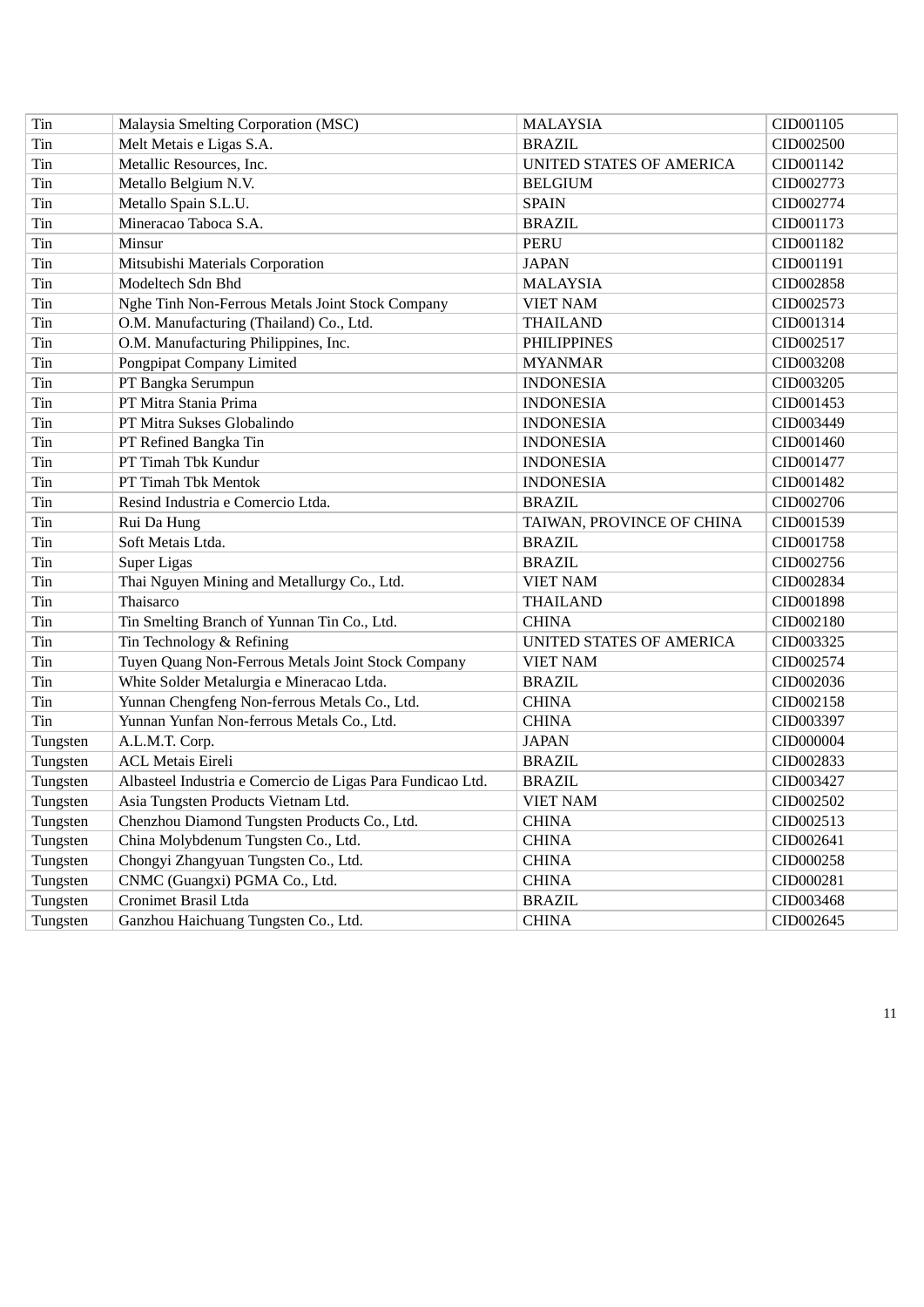| Tin | Malaysia Smelting Corporation (MSC) | MALAYSIA | CID001105 |
|---|---|---|---|
| Tin | Melt Metais e Ligas S.A. | BRAZIL | CID002500 |
| Tin | Metallic Resources, Inc. | UNITED STATES OF AMERICA | CID001142 |
| Tin | Metallo Belgium N.V. | BELGIUM | CID002773 |
| Tin | Metallo Spain S.L.U. | SPAIN | CID002774 |
| Tin | Mineracao Taboca S.A. | BRAZIL | CID001173 |
| Tin | Minsur | PERU | CID001182 |
| Tin | Mitsubishi Materials Corporation | JAPAN | CID001191 |
| Tin | Modeltech Sdn Bhd | MALAYSIA | CID002858 |
| Tin | Nghe Tinh Non-Ferrous Metals Joint Stock Company | VIET NAM | CID002573 |
| Tin | O.M. Manufacturing (Thailand) Co., Ltd. | THAILAND | CID001314 |
| Tin | O.M. Manufacturing Philippines, Inc. | PHILIPPINES | CID002517 |
| Tin | Pongpipat Company Limited | MYANMAR | CID003208 |
| Tin | PT Bangka Serumpun | INDONESIA | CID003205 |
| Tin | PT Mitra Stania Prima | INDONESIA | CID001453 |
| Tin | PT Mitra Sukses Globalindo | INDONESIA | CID003449 |
| Tin | PT Refined Bangka Tin | INDONESIA | CID001460 |
| Tin | PT Timah Tbk Kundur | INDONESIA | CID001477 |
| Tin | PT Timah Tbk Mentok | INDONESIA | CID001482 |
| Tin | Resind Industria e Comercio Ltda. | BRAZIL | CID002706 |
| Tin | Rui Da Hung | TAIWAN, PROVINCE OF CHINA | CID001539 |
| Tin | Soft Metais Ltda. | BRAZIL | CID001758 |
| Tin | Super Ligas | BRAZIL | CID002756 |
| Tin | Thai Nguyen Mining and Metallurgy Co., Ltd. | VIET NAM | CID002834 |
| Tin | Thaisarco | THAILAND | CID001898 |
| Tin | Tin Smelting Branch of Yunnan Tin Co., Ltd. | CHINA | CID002180 |
| Tin | Tin Technology & Refining | UNITED STATES OF AMERICA | CID003325 |
| Tin | Tuyen Quang Non-Ferrous Metals Joint Stock Company | VIET NAM | CID002574 |
| Tin | White Solder Metalurgia e Mineracao Ltda. | BRAZIL | CID002036 |
| Tin | Yunnan Chengfeng Non-ferrous Metals Co., Ltd. | CHINA | CID002158 |
| Tin | Yunnan Yunfan Non-ferrous Metals Co., Ltd. | CHINA | CID003397 |
| Tungsten | A.L.M.T. Corp. | JAPAN | CID000004 |
| Tungsten | ACL Metais Eireli | BRAZIL | CID002833 |
| Tungsten | Albasteel Industria e Comercio de Ligas Para Fundicao Ltd. | BRAZIL | CID003427 |
| Tungsten | Asia Tungsten Products Vietnam Ltd. | VIET NAM | CID002502 |
| Tungsten | Chenzhou Diamond Tungsten Products Co., Ltd. | CHINA | CID002513 |
| Tungsten | China Molybdenum Tungsten Co., Ltd. | CHINA | CID002641 |
| Tungsten | Chongyi Zhangyuan Tungsten Co., Ltd. | CHINA | CID000258 |
| Tungsten | CNMC (Guangxi) PGMA Co., Ltd. | CHINA | CID000281 |
| Tungsten | Cronimet Brasil Ltda | BRAZIL | CID003468 |
| Tungsten | Ganzhou Haichuang Tungsten Co., Ltd. | CHINA | CID002645 |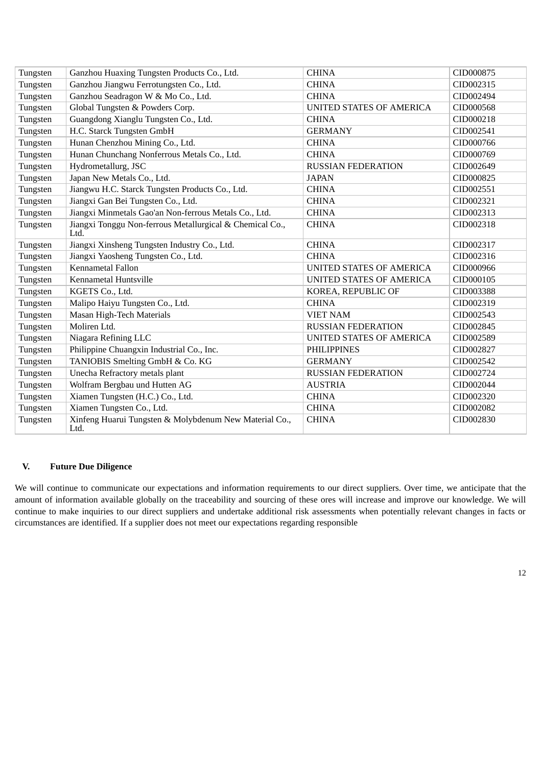| Tungsten | Ganzhou Huaxing Tungsten Products Co., Ltd. | CHINA | CID000875 |
|---|---|---|---|
| Tungsten | Ganzhou Jiangwu Ferrotungsten Co., Ltd. | CHINA | CID002315 |
| Tungsten | Ganzhou Seadragon W & Mo Co., Ltd. | CHINA | CID002494 |
| Tungsten | Global Tungsten & Powders Corp. | UNITED STATES OF AMERICA | CID000568 |
| Tungsten | Guangdong Xianglu Tungsten Co., Ltd. | CHINA | CID000218 |
| Tungsten | H.C. Starck Tungsten GmbH | GERMANY | CID002541 |
| Tungsten | Hunan Chenzhou Mining Co., Ltd. | CHINA | CID000766 |
| Tungsten | Hunan Chunchang Nonferrous Metals Co., Ltd. | CHINA | CID000769 |
| Tungsten | Hydrometallurg, JSC | RUSSIAN FEDERATION | CID002649 |
| Tungsten | Japan New Metals Co., Ltd. | JAPAN | CID000825 |
| Tungsten | Jiangwu H.C. Starck Tungsten Products Co., Ltd. | CHINA | CID002551 |
| Tungsten | Jiangxi Gan Bei Tungsten Co., Ltd. | CHINA | CID002321 |
| Tungsten | Jiangxi Minmetals Gao'an Non-ferrous Metals Co., Ltd. | CHINA | CID002313 |
| Tungsten | Jiangxi Tonggu Non-ferrous Metallurgical & Chemical Co., Ltd. | CHINA | CID002318 |
| Tungsten | Jiangxi Xinsheng Tungsten Industry Co., Ltd. | CHINA | CID002317 |
| Tungsten | Jiangxi Yaosheng Tungsten Co., Ltd. | CHINA | CID002316 |
| Tungsten | Kennametal Fallon | UNITED STATES OF AMERICA | CID000966 |
| Tungsten | Kennametal Huntsville | UNITED STATES OF AMERICA | CID000105 |
| Tungsten | KGETS Co., Ltd. | KOREA, REPUBLIC OF | CID003388 |
| Tungsten | Malipo Haiyu Tungsten Co., Ltd. | CHINA | CID002319 |
| Tungsten | Masan High-Tech Materials | VIET NAM | CID002543 |
| Tungsten | Moliren Ltd. | RUSSIAN FEDERATION | CID002845 |
| Tungsten | Niagara Refining LLC | UNITED STATES OF AMERICA | CID002589 |
| Tungsten | Philippine Chuangxin Industrial Co., Inc. | PHILIPPINES | CID002827 |
| Tungsten | TANIOBIS Smelting GmbH & Co. KG | GERMANY | CID002542 |
| Tungsten | Unecha Refractory metals plant | RUSSIAN FEDERATION | CID002724 |
| Tungsten | Wolfram Bergbau und Hutten AG | AUSTRIA | CID002044 |
| Tungsten | Xiamen Tungsten (H.C.) Co., Ltd. | CHINA | CID002320 |
| Tungsten | Xiamen Tungsten Co., Ltd. | CHINA | CID002082 |
| Tungsten | Xinfeng Huarui Tungsten & Molybdenum New Material Co., Ltd. | CHINA | CID002830 |

## V. Future Due Diligence

We will continue to communicate our expectations and information requirements to our direct suppliers. Over time, we anticipate that the amount of information available globally on the traceability and sourcing of these ores will increase and improve our knowledge. We will continue to make inquiries to our direct suppliers and undertake additional risk assessments when potentially relevant changes in facts or circumstances are identified. If a supplier does not meet our expectations regarding responsible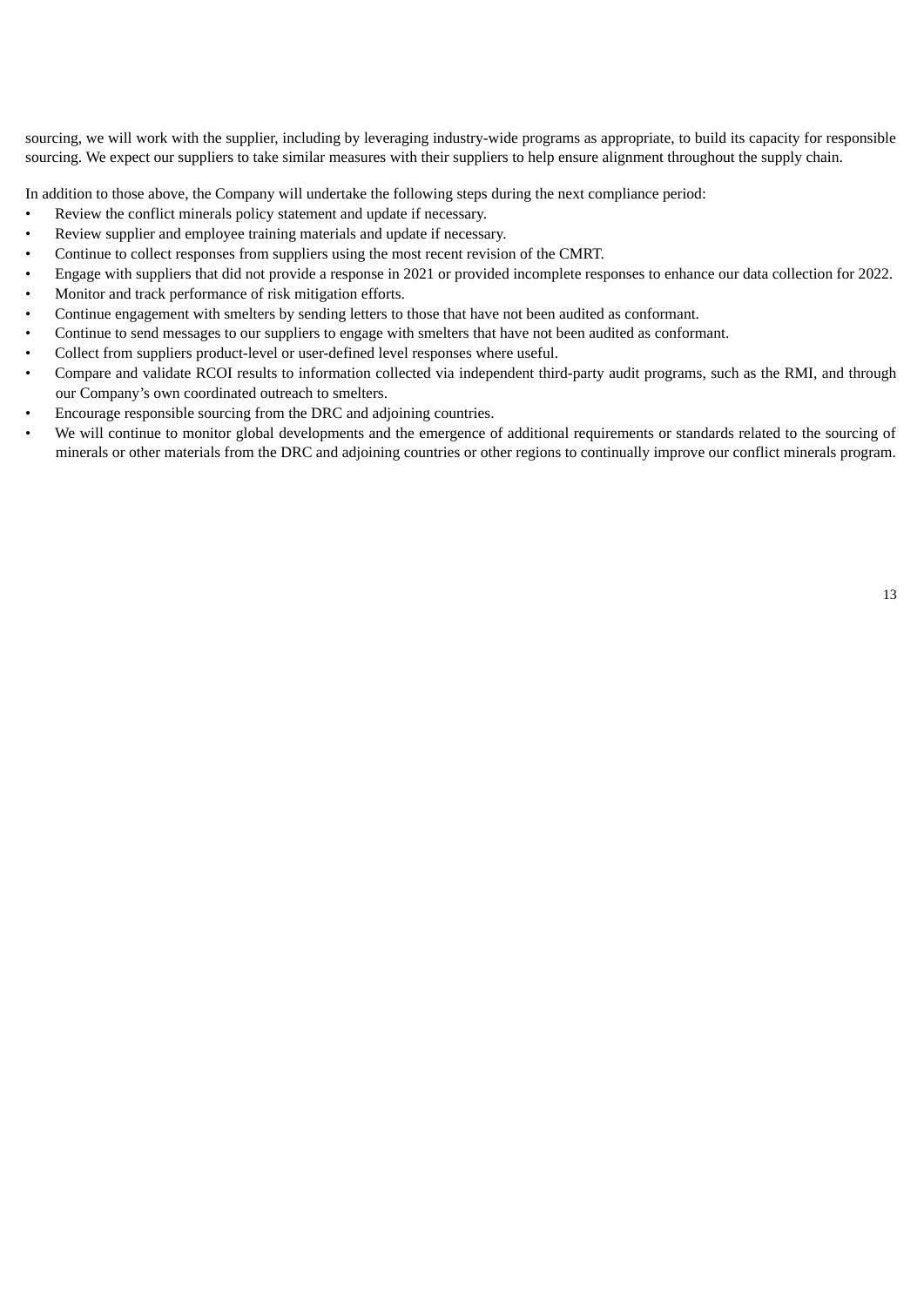sourcing, we will work with the supplier, including by leveraging industry-wide programs as appropriate, to build its capacity for responsible sourcing. We expect our suppliers to take similar measures with their suppliers to help ensure alignment throughout the supply chain.

In addition to those above, the Company will undertake the following steps during the next compliance period:

- Review the conflict minerals policy statement and update if necessary.
- Review supplier and employee training materials and update if necessary.
- Continue to collect responses from suppliers using the most recent revision of the CMRT.
- Engage with suppliers that did not provide a response in 2021 or provided incomplete responses to enhance our data collection for 2022.
- Monitor and track performance of risk mitigation efforts.
- Continue engagement with smelters by sending letters to those that have not been audited as conformant.
- Continue to send messages to our suppliers to engage with smelters that have not been audited as conformant.
- Collect from suppliers product-level or user-defined level responses where useful.
- Compare and validate RCOI results to information collected via independent third-party audit programs, such as the RMI, and through our Company's own coordinated outreach to smelters.
- Encourage responsible sourcing from the DRC and adjoining countries.
- We will continue to monitor global developments and the emergence of additional requirements or standards related to the sourcing of minerals or other materials from the DRC and adjoining countries or other regions to continually improve our conflict minerals program.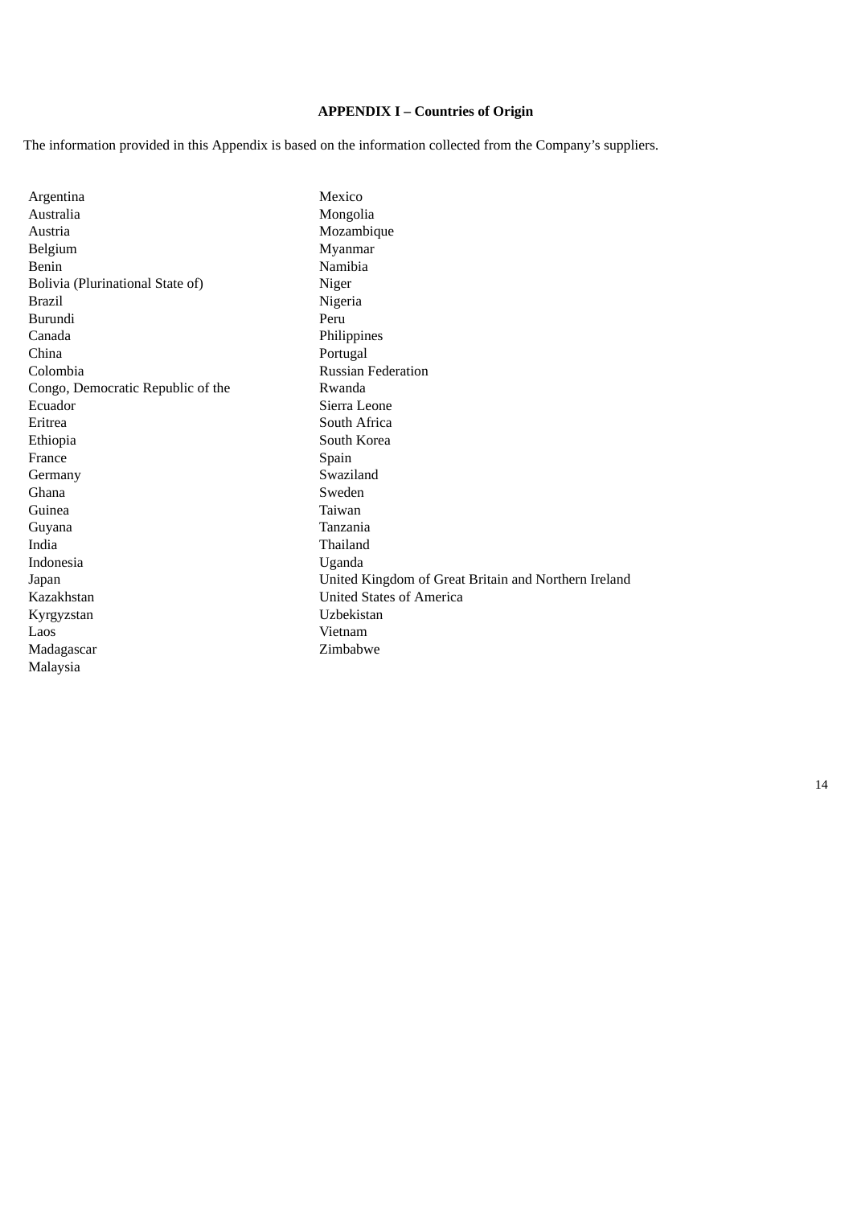**APPENDIX I – Countries of Origin**

The information provided in this Appendix is based on the information collected from the Company’s suppliers.

Argentina
Australia
Austria
Belgium
Benin
Bolivia (Plurinational State of)
Brazil
Burundi
Canada
China
Colombia
Congo, Democratic Republic of the
Ecuador
Eritrea
Ethiopia
France
Germany
Ghana
Guinea
Guyana
India
Indonesia
Japan
Kazakhstan
Kyrgyzstan
Laos
Madagascar
Malaysia
Mexico
Mongolia
Mozambique
Myanmar
Namibia
Niger
Nigeria
Peru
Philippines
Portugal
Russian Federation
Rwanda
Sierra Leone
South Africa
South Korea
Spain
Swaziland
Sweden
Taiwan
Tanzania
Thailand
Uganda
United Kingdom of Great Britain and Northern Ireland
United States of America
Uzbekistan
Vietnam
Zimbabwe